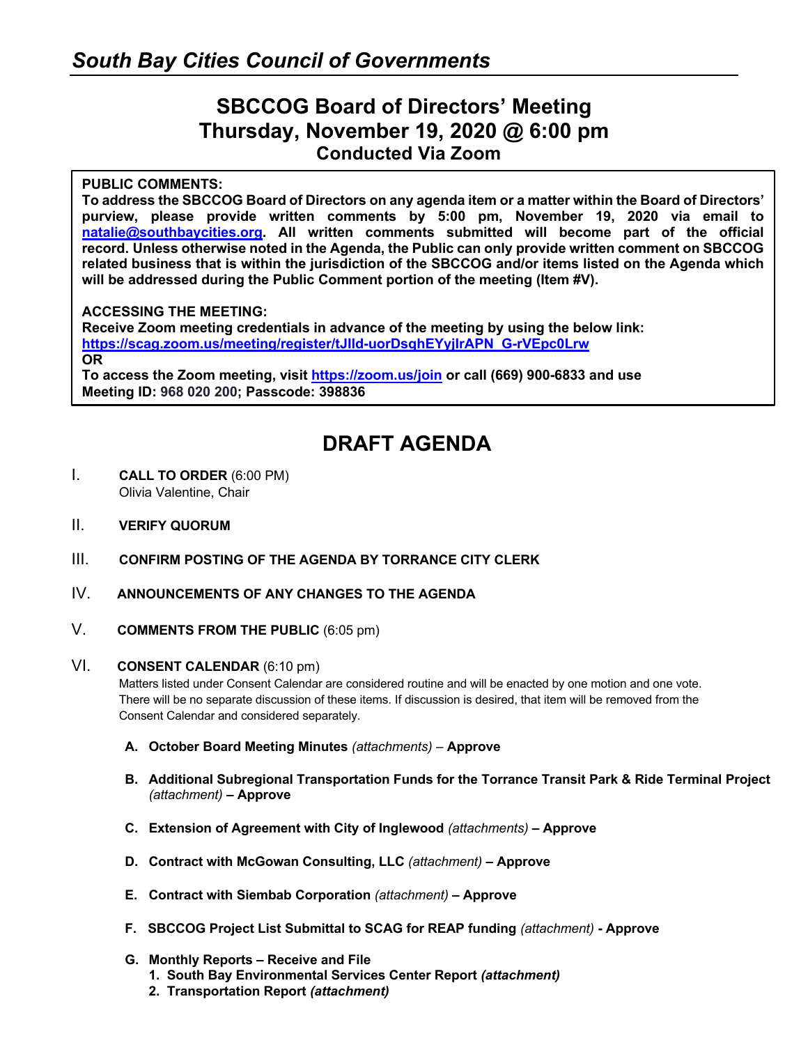# *South Bay Cities Council of Governments*

## SBCCOG Board of Directors' Meeting
## Thursday, November 19, 2020 @ 6:00 pm
### Conducted Via Zoom

**PUBLIC COMMENTS:**
**To address the SBCCOG Board of Directors on any agenda item or a matter within the Board of Directors' purview, please provide written comments by 5:00 pm, November 19, 2020 via email to [natalie@southbaycities.org](mailto:natalie@southbaycities.org). All written comments submitted will become part of the official record. Unless otherwise noted in the Agenda, the Public can only provide written comment on SBCCOG related business that is within the jurisdiction of the SBCCOG and/or items listed on the Agenda which will be addressed during the Public Comment portion of the meeting (Item #V).**

**ACCESSING THE MEETING:**
**Receive Zoom meeting credentials in advance of the meeting by using the below link:**
**[https://scag.zoom.us/meeting/register/tJIld-uorDsqhEYyjIrAPN_G-rVEpc0Lrw](https://scag.zoom.us/meeting/register/tJIld-uorDsqhEYyjIrAPN_G-rVEpc0Lrw)**
**OR**
**To access the Zoom meeting, visit [https://zoom.us/join](https://zoom.us/join) or call (669) 900-6833 and use Meeting ID: 968 020 200; Passcode: 398836**

## DRAFT AGENDA

I. **CALL TO ORDER** (6:00 PM)
Olivia Valentine, Chair

II. **VERIFY QUORUM**

III. **CONFIRM POSTING OF THE AGENDA BY TORRANCE CITY CLERK**

IV. **ANNOUNCEMENTS OF ANY CHANGES TO THE AGENDA**

V. **COMMENTS FROM THE PUBLIC** (6:05 pm)

VI. **CONSENT CALENDAR** (6:10 pm)
Matters listed under Consent Calendar are considered routine and will be enacted by one motion and one vote. There will be no separate discussion of these items. If discussion is desired, that item will be removed from the Consent Calendar and considered separately.

**A. October Board Meeting Minutes** *(attachments)* – **Approve**

**B. Additional Subregional Transportation Funds for the Torrance Transit Park & Ride Terminal Project** *(attachment)* **– Approve**

**C. Extension of Agreement with City of Inglewood** *(attachments)* **– Approve**

**D. Contract with McGowan Consulting, LLC** *(attachment)* **– Approve**

**E. Contract with Siembab Corporation** *(attachment)* **– Approve**

**F. SBCCOG Project List Submittal to SCAG for REAP funding** *(attachment)* **- Approve**

**G. Monthly Reports – Receive and File**
1. **South Bay Environmental Services Center Report *(attachment)***
2. **Transportation Report *(attachment)***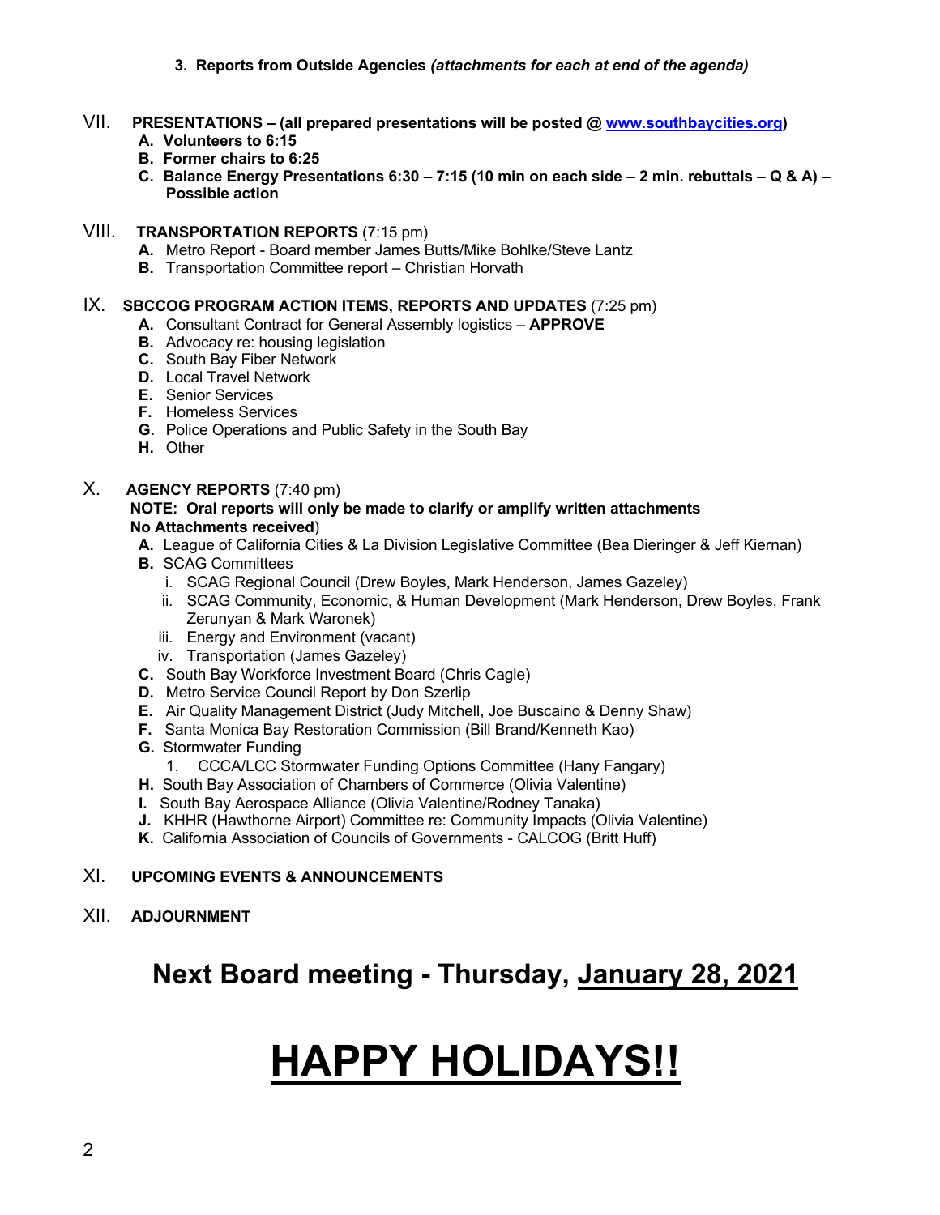3. **Reports from Outside Agencies** ***(attachments for each at end of the agenda)***

VII. **PRESENTATIONS – (all prepared presentations will be posted @ www.southbaycities.org)**

- **A. Volunteers to 6:15**
- **B. Former chairs to 6:25**
- **C. Balance Energy Presentations 6:30 – 7:15 (10 min on each side – 2 min. rebuttals – Q & A) – Possible action**

VIII. **TRANSPORTATION REPORTS** (7:15 pm)

- **A.** Metro Report - Board member James Butts/Mike Bohlke/Steve Lantz
- **B.** Transportation Committee report – Christian Horvath

IX. **SBCCOG PROGRAM ACTION ITEMS, REPORTS AND UPDATES** (7:25 pm)

- **A.** Consultant Contract for General Assembly logistics – **APPROVE**
- **B.** Advocacy re: housing legislation
- **C.** South Bay Fiber Network
- **D.** Local Travel Network
- **E.** Senior Services
- **F.** Homeless Services
- **G.** Police Operations and Public Safety in the South Bay
- **H.** Other

X. **AGENCY REPORTS** (7:40 pm)

**NOTE: Oral reports will only be made to clarify or amplify written attachments**
**No Attachments received**)

- **A.** League of California Cities & La Division Legislative Committee (Bea Dieringer & Jeff Kiernan)
- **B.** SCAG Committees
  - i. SCAG Regional Council (Drew Boyles, Mark Henderson, James Gazeley)
  - ii. SCAG Community, Economic, & Human Development (Mark Henderson, Drew Boyles, Frank Zerunyan & Mark Waronek)
  - iii. Energy and Environment (vacant)
  - iv. Transportation (James Gazeley)
- **C.** South Bay Workforce Investment Board (Chris Cagle)
- **D.** Metro Service Council Report by Don Szerlip
- **E.** Air Quality Management District (Judy Mitchell, Joe Buscaino & Denny Shaw)
- **F.** Santa Monica Bay Restoration Commission (Bill Brand/Kenneth Kao)
- **G.** Stormwater Funding
  1. CCCA/LCC Stormwater Funding Options Committee (Hany Fangary)
- **H.** South Bay Association of Chambers of Commerce (Olivia Valentine)
- **I.** South Bay Aerospace Alliance (Olivia Valentine/Rodney Tanaka)
- **J.** KHHR (Hawthorne Airport) Committee re: Community Impacts (Olivia Valentine)
- **K.** California Association of Councils of Governments - CALCOG (Britt Huff)

XI. **UPCOMING EVENTS & ANNOUNCEMENTS**

XII. **ADJOURNMENT**

## Next Board meeting - Thursday, January 28, 2021

# HAPPY HOLIDAYS!!